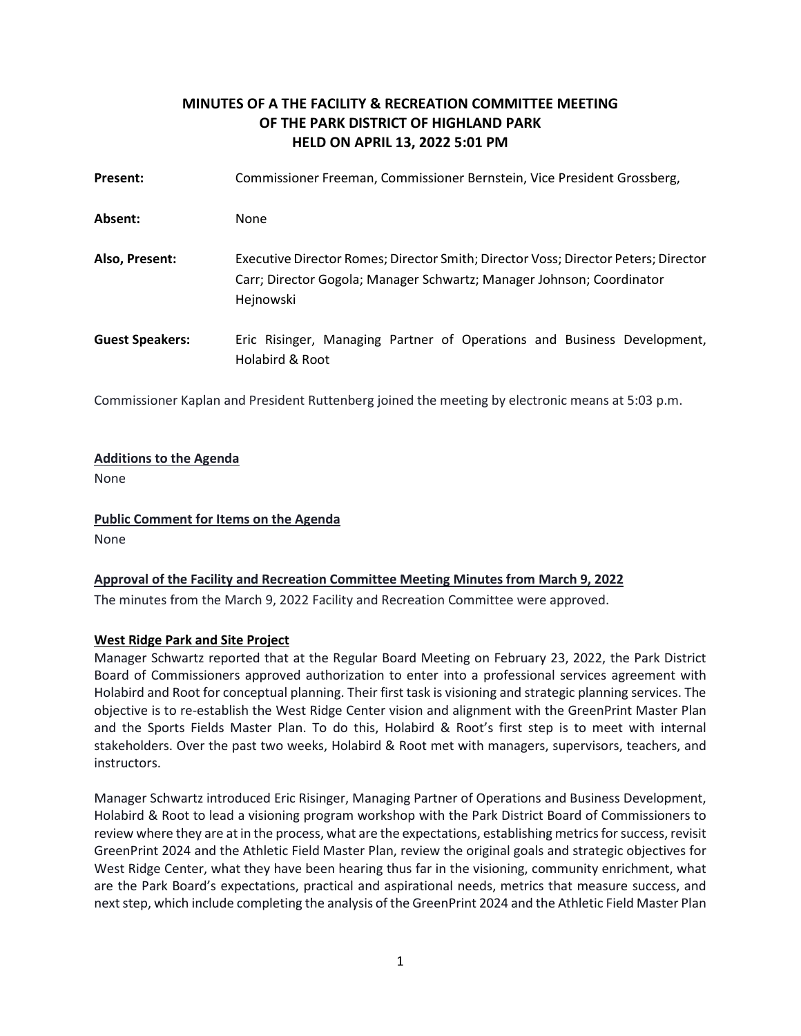# MINUTES OF A THE FACILITY & RECREATION COMMITTEE MEETING OF THE PARK DISTRICT OF HIGHLAND PARK HELD ON APRIL 13, 2022 5:01 PM

**Present:** Commissioner Freeman, Commissioner Bernstein, Vice President Grossberg,

**Absent:** None

**Also, Present:** Executive Director Romes; Director Smith; Director Voss; Director Peters; Director Carr; Director Gogola; Manager Schwartz; Manager Johnson; Coordinator Hejnowski

**Guest Speakers:** Eric Risinger, Managing Partner of Operations and Business Development, Holabird & Root

Commissioner Kaplan and President Ruttenberg joined the meeting by electronic means at 5:03 p.m.

**Additions to the Agenda**

None

**Public Comment for Items on the Agenda**

None

**Approval of the Facility and Recreation Committee Meeting Minutes from March 9, 2022**

The minutes from the March 9, 2022 Facility and Recreation Committee were approved.

**West Ridge Park and Site Project**

Manager Schwartz reported that at the Regular Board Meeting on February 23, 2022, the Park District Board of Commissioners approved authorization to enter into a professional services agreement with Holabird and Root for conceptual planning. Their first task is visioning and strategic planning services. The objective is to re-establish the West Ridge Center vision and alignment with the GreenPrint Master Plan and the Sports Fields Master Plan. To do this, Holabird & Root's first step is to meet with internal stakeholders. Over the past two weeks, Holabird & Root met with managers, supervisors, teachers, and instructors.

Manager Schwartz introduced Eric Risinger, Managing Partner of Operations and Business Development, Holabird & Root to lead a visioning program workshop with the Park District Board of Commissioners to review where they are at in the process, what are the expectations, establishing metrics for success, revisit GreenPrint 2024 and the Athletic Field Master Plan, review the original goals and strategic objectives for West Ridge Center, what they have been hearing thus far in the visioning, community enrichment, what are the Park Board's expectations, practical and aspirational needs, metrics that measure success, and next step, which include completing the analysis of the GreenPrint 2024 and the Athletic Field Master Plan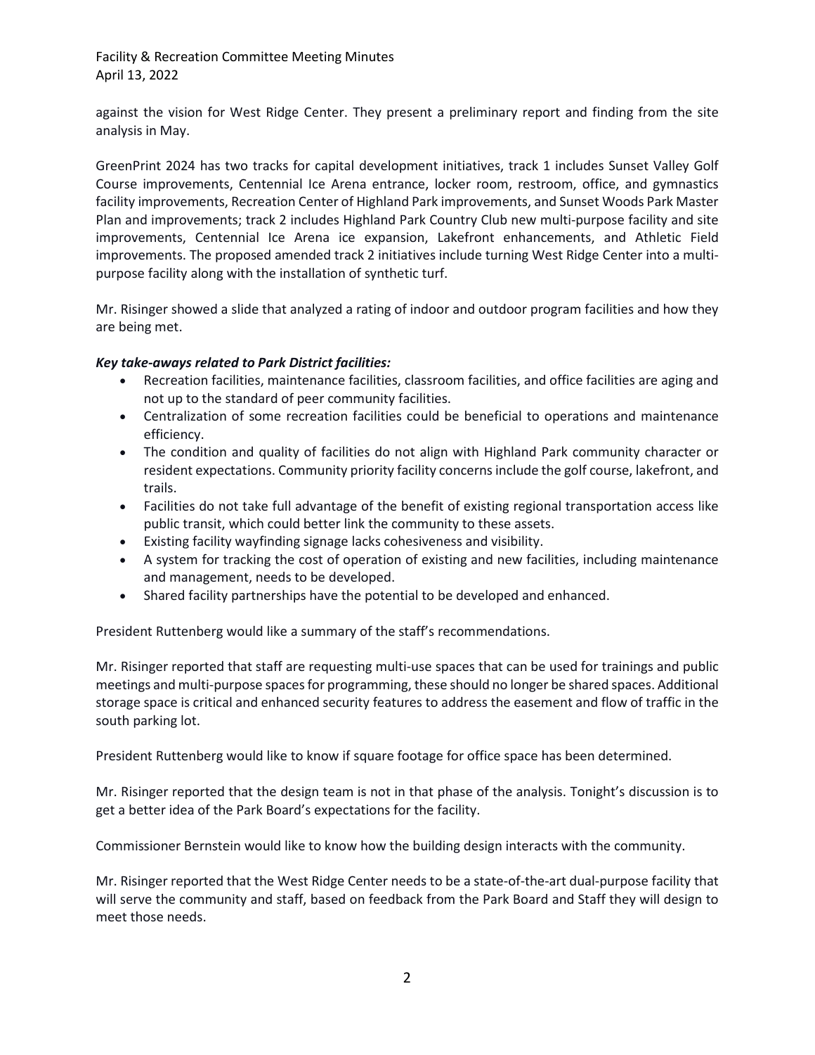against the vision for West Ridge Center. They present a preliminary report and finding from the site analysis in May.

GreenPrint 2024 has two tracks for capital development initiatives, track 1 includes Sunset Valley Golf Course improvements, Centennial Ice Arena entrance, locker room, restroom, office, and gymnastics facility improvements, Recreation Center of Highland Park improvements, and Sunset Woods Park Master Plan and improvements; track 2 includes Highland Park Country Club new multi-purpose facility and site improvements, Centennial Ice Arena ice expansion, Lakefront enhancements, and Athletic Field improvements. The proposed amended track 2 initiatives include turning West Ridge Center into a multi-purpose facility along with the installation of synthetic turf.

Mr. Risinger showed a slide that analyzed a rating of indoor and outdoor program facilities and how they are being met.

***Key take-aways related to Park District facilities:***

- Recreation facilities, maintenance facilities, classroom facilities, and office facilities are aging and not up to the standard of peer community facilities.
- Centralization of some recreation facilities could be beneficial to operations and maintenance efficiency.
- The condition and quality of facilities do not align with Highland Park community character or resident expectations. Community priority facility concerns include the golf course, lakefront, and trails.
- Facilities do not take full advantage of the benefit of existing regional transportation access like public transit, which could better link the community to these assets.
- Existing facility wayfinding signage lacks cohesiveness and visibility.
- A system for tracking the cost of operation of existing and new facilities, including maintenance and management, needs to be developed.
- Shared facility partnerships have the potential to be developed and enhanced.

President Ruttenberg would like a summary of the staff's recommendations.

Mr. Risinger reported that staff are requesting multi-use spaces that can be used for trainings and public meetings and multi-purpose spaces for programming, these should no longer be shared spaces. Additional storage space is critical and enhanced security features to address the easement and flow of traffic in the south parking lot.

President Ruttenberg would like to know if square footage for office space has been determined.

Mr. Risinger reported that the design team is not in that phase of the analysis. Tonight's discussion is to get a better idea of the Park Board's expectations for the facility.

Commissioner Bernstein would like to know how the building design interacts with the community.

Mr. Risinger reported that the West Ridge Center needs to be a state-of-the-art dual-purpose facility that will serve the community and staff, based on feedback from the Park Board and Staff they will design to meet those needs.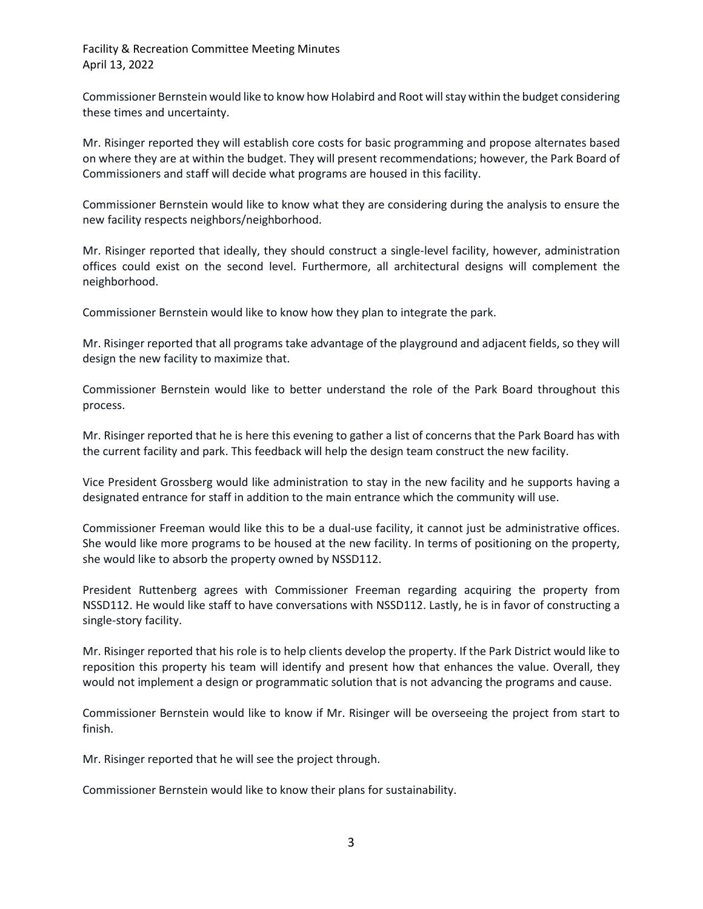Commissioner Bernstein would like to know how Holabird and Root will stay within the budget considering these times and uncertainty.

Mr. Risinger reported they will establish core costs for basic programming and propose alternates based on where they are at within the budget. They will present recommendations; however, the Park Board of Commissioners and staff will decide what programs are housed in this facility.

Commissioner Bernstein would like to know what they are considering during the analysis to ensure the new facility respects neighbors/neighborhood.

Mr. Risinger reported that ideally, they should construct a single-level facility, however, administration offices could exist on the second level. Furthermore, all architectural designs will complement the neighborhood.

Commissioner Bernstein would like to know how they plan to integrate the park.

Mr. Risinger reported that all programs take advantage of the playground and adjacent fields, so they will design the new facility to maximize that.

Commissioner Bernstein would like to better understand the role of the Park Board throughout this process.

Mr. Risinger reported that he is here this evening to gather a list of concerns that the Park Board has with the current facility and park. This feedback will help the design team construct the new facility.

Vice President Grossberg would like administration to stay in the new facility and he supports having a designated entrance for staff in addition to the main entrance which the community will use.

Commissioner Freeman would like this to be a dual-use facility, it cannot just be administrative offices. She would like more programs to be housed at the new facility. In terms of positioning on the property, she would like to absorb the property owned by NSSD112.

President Ruttenberg agrees with Commissioner Freeman regarding acquiring the property from NSSD112. He would like staff to have conversations with NSSD112. Lastly, he is in favor of constructing a single-story facility.

Mr. Risinger reported that his role is to help clients develop the property. If the Park District would like to reposition this property his team will identify and present how that enhances the value. Overall, they would not implement a design or programmatic solution that is not advancing the programs and cause.

Commissioner Bernstein would like to know if Mr. Risinger will be overseeing the project from start to finish.

Mr. Risinger reported that he will see the project through.

Commissioner Bernstein would like to know their plans for sustainability.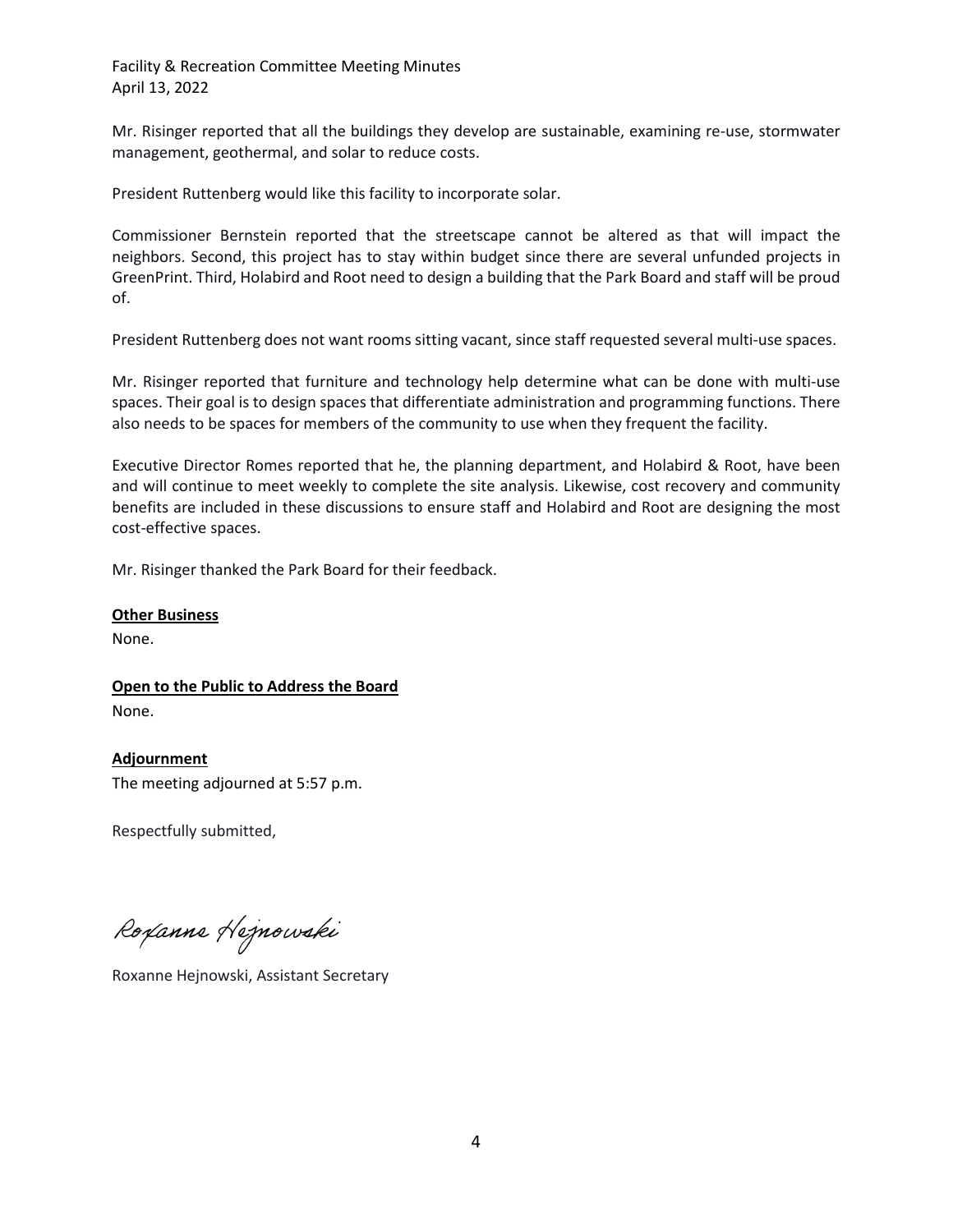Mr. Risinger reported that all the buildings they develop are sustainable, examining re-use, stormwater management, geothermal, and solar to reduce costs.

President Ruttenberg would like this facility to incorporate solar.

Commissioner Bernstein reported that the streetscape cannot be altered as that will impact the neighbors. Second, this project has to stay within budget since there are several unfunded projects in GreenPrint. Third, Holabird and Root need to design a building that the Park Board and staff will be proud of.

President Ruttenberg does not want rooms sitting vacant, since staff requested several multi-use spaces.

Mr. Risinger reported that furniture and technology help determine what can be done with multi-use spaces. Their goal is to design spaces that differentiate administration and programming functions. There also needs to be spaces for members of the community to use when they frequent the facility.

Executive Director Romes reported that he, the planning department, and Holabird & Root, have been and will continue to meet weekly to complete the site analysis. Likewise, cost recovery and community benefits are included in these discussions to ensure staff and Holabird and Root are designing the most cost-effective spaces.

Mr. Risinger thanked the Park Board for their feedback.

**Other Business**

None.

**Open to the Public to Address the Board**

None.

**Adjournment**

The meeting adjourned at 5:57 p.m.

Respectfully submitted,

Roxanne Hejnowski

Roxanne Hejnowski, Assistant Secretary